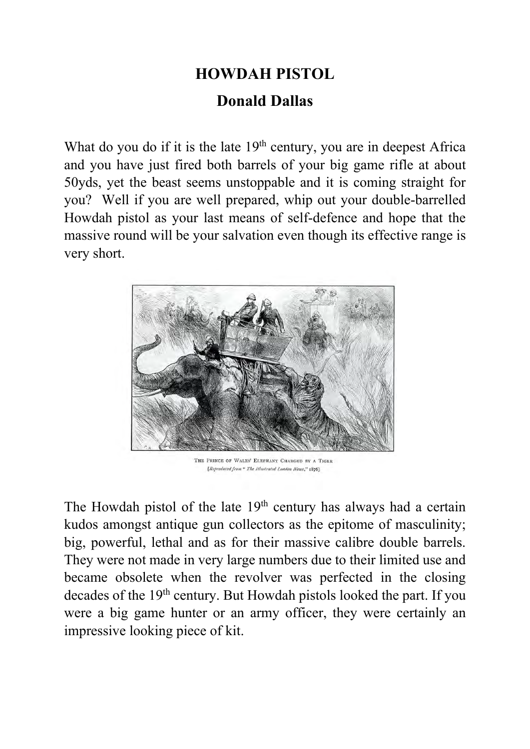# HOWDAH PISTOL

## Donald Dallas

What do you do if it is the late 19th century, you are in deepest Africa and you have just fired both barrels of your big game rifle at about 50yds, yet the beast seems unstoppable and it is coming straight for you? Well if you are well prepared, whip out your double-barrelled Howdah pistol as your last means of self-defence and hope that the massive round will be your salvation even though its effective range is very short.

The Prince of Wales' Elephant Charged by a Tiger
[*Reproduced from "The Illustrated London News," 1876*]

The Howdah pistol of the late 19th century has always had a certain kudos amongst antique gun collectors as the epitome of masculinity; big, powerful, lethal and as for their massive calibre double barrels. They were not made in very large numbers due to their limited use and became obsolete when the revolver was perfected in the closing decades of the 19th century. But Howdah pistols looked the part. If you were a big game hunter or an army officer, they were certainly an impressive looking piece of kit.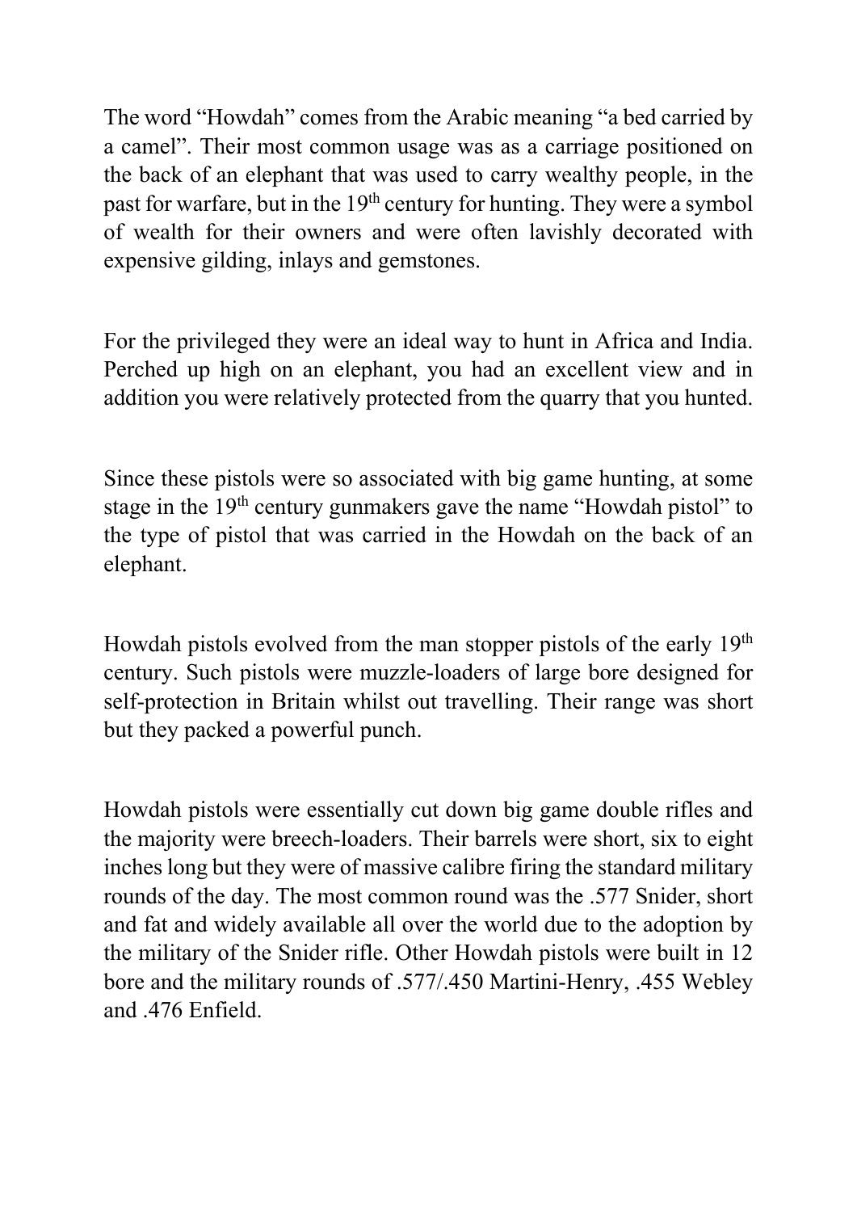The word "Howdah" comes from the Arabic meaning "a bed carried by a camel". Their most common usage was as a carriage positioned on the back of an elephant that was used to carry wealthy people, in the past for warfare, but in the 19th century for hunting. They were a symbol of wealth for their owners and were often lavishly decorated with expensive gilding, inlays and gemstones.

For the privileged they were an ideal way to hunt in Africa and India. Perched up high on an elephant, you had an excellent view and in addition you were relatively protected from the quarry that you hunted.

Since these pistols were so associated with big game hunting, at some stage in the 19th century gunmakers gave the name "Howdah pistol" to the type of pistol that was carried in the Howdah on the back of an elephant.

Howdah pistols evolved from the man stopper pistols of the early 19th century. Such pistols were muzzle-loaders of large bore designed for self-protection in Britain whilst out travelling. Their range was short but they packed a powerful punch.

Howdah pistols were essentially cut down big game double rifles and the majority were breech-loaders. Their barrels were short, six to eight inches long but they were of massive calibre firing the standard military rounds of the day. The most common round was the .577 Snider, short and fat and widely available all over the world due to the adoption by the military of the Snider rifle. Other Howdah pistols were built in 12 bore and the military rounds of .577/.450 Martini-Henry, .455 Webley and .476 Enfield.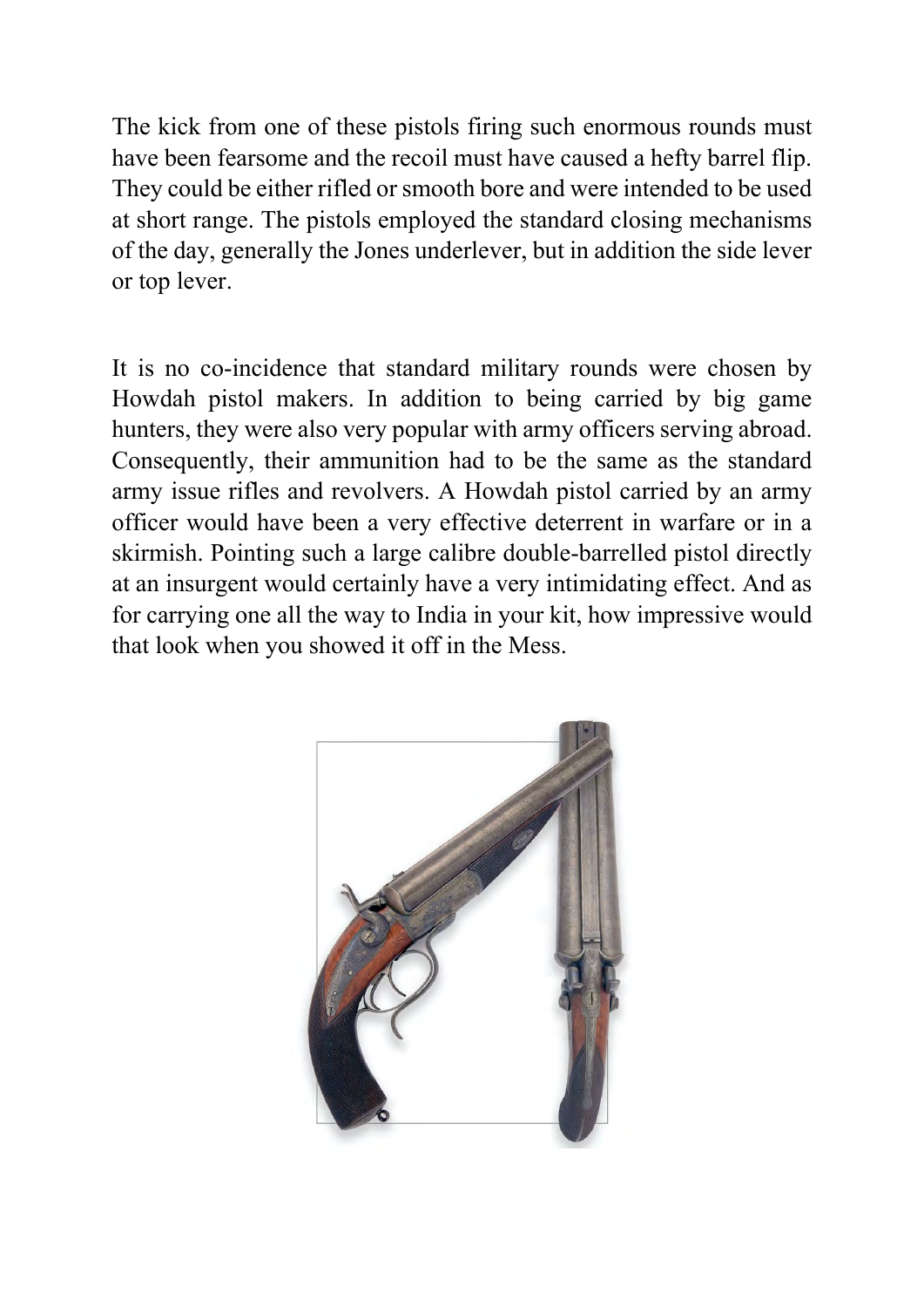The kick from one of these pistols firing such enormous rounds must have been fearsome and the recoil must have caused a hefty barrel flip. They could be either rifled or smooth bore and were intended to be used at short range. The pistols employed the standard closing mechanisms of the day, generally the Jones underlever, but in addition the side lever or top lever.

It is no co-incidence that standard military rounds were chosen by Howdah pistol makers. In addition to being carried by big game hunters, they were also very popular with army officers serving abroad. Consequently, their ammunition had to be the same as the standard army issue rifles and revolvers. A Howdah pistol carried by an army officer would have been a very effective deterrent in warfare or in a skirmish. Pointing such a large calibre double-barrelled pistol directly at an insurgent would certainly have a very intimidating effect. And as for carrying one all the way to India in your kit, how impressive would that look when you showed it off in the Mess.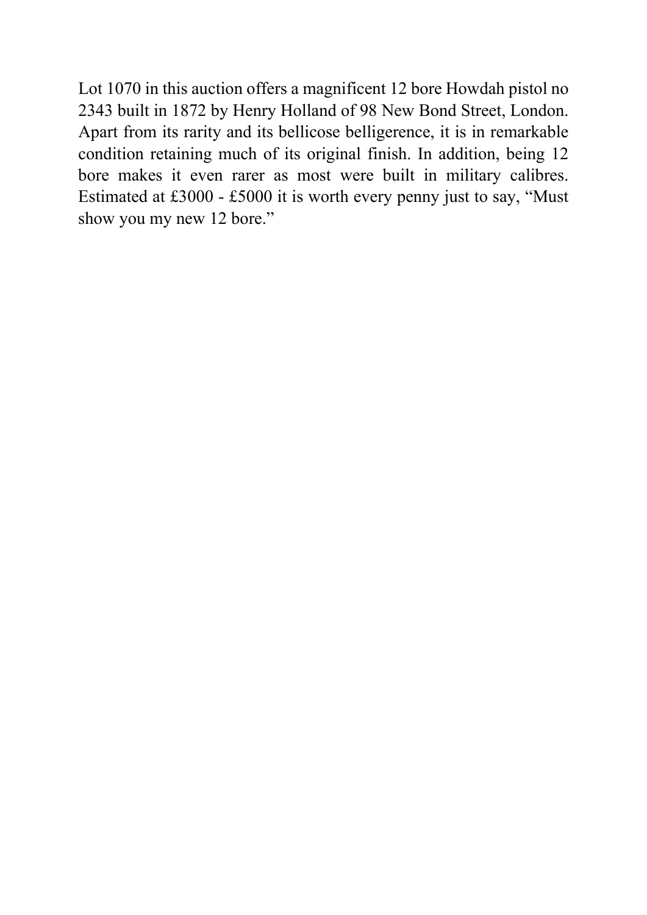Lot 1070 in this auction offers a magnificent 12 bore Howdah pistol no 2343 built in 1872 by Henry Holland of 98 New Bond Street, London. Apart from its rarity and its bellicose belligerence, it is in remarkable condition retaining much of its original finish. In addition, being 12 bore makes it even rarer as most were built in military calibres. Estimated at £3000 - £5000 it is worth every penny just to say, "Must show you my new 12 bore."